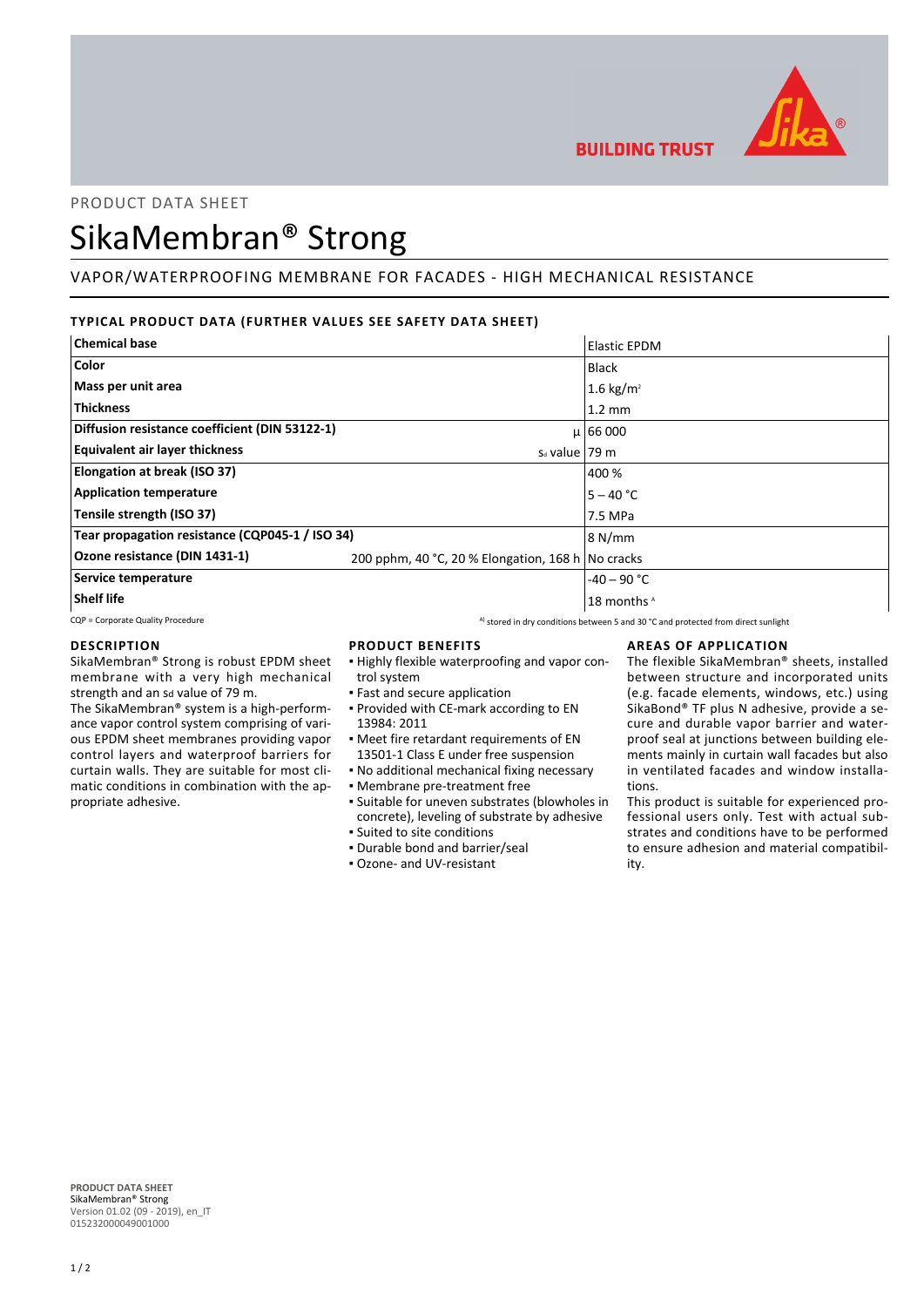BUILDING TRUST

PRODUCT DATA SHEET

# SikaMembran® Strong

## VAPOR/WATERPROOFING MEMBRANE FOR FACADES - HIGH MECHANICAL RESISTANCE

### TYPICAL PRODUCT DATA (FURTHER VALUES SEE SAFETY DATA SHEET)

| | | |
|---|---|---|
| **Chemical base** | | Elastic EPDM |
| **Color** | | Black |
| **Mass per unit area** | | 1.6 kg/m² |
| **Thickness** | | 1.2 mm |
| **Diffusion resistance coefficient (DIN 53122-1)** | μ | 66 000 |
| **Equivalent air layer thickness** | $s_d$ value | 79 m |
| **Elongation at break (ISO 37)** | | 400 % |
| **Application temperature** | | 5 – 40 °C |
| **Tensile strength (ISO 37)** | | 7.5 MPa |
| **Tear propagation resistance (CQP045-1 / ISO 34)** | | 8 N/mm |
| **Ozone resistance (DIN 1431-1)** | 200 pphm, 40 °C, 20 % Elongation, 168 h | No cracks |
| **Service temperature** | | -40 – 90 °C |
| **Shelf life** | | 18 months [A] |

CQP = Corporate Quality Procedure

[A] stored in dry conditions between 5 and 30 °C and protected from direct sunlight

### DESCRIPTION

SikaMembran® Strong is robust EPDM sheet membrane with a very high mechanical strength and an $s_d$ value of 79 m.

The SikaMembran® system is a high-performance vapor control system comprising of various EPDM sheet membranes providing vapor control layers and waterproof barriers for curtain walls. They are suitable for most climatic conditions in combination with the appropriate adhesive.

### PRODUCT BENEFITS

- Highly flexible waterproofing and vapor control system
- Fast and secure application
- Provided with CE-mark according to EN 13984: 2011
- Meet fire retardant requirements of EN 13501-1 Class E under free suspension
- No additional mechanical fixing necessary
- Membrane pre-treatment free
- Suitable for uneven substrates (blowholes in concrete), leveling of substrate by adhesive
- Suited to site conditions
- Durable bond and barrier/seal
- Ozone- and UV-resistant

### AREAS OF APPLICATION

The flexible SikaMembran® sheets, installed between structure and incorporated units (e.g. facade elements, windows, etc.) using SikaBond® TF plus N adhesive, provide a secure and durable vapor barrier and waterproof seal at junctions between building elements mainly in curtain wall facades but also in ventilated facades and window installations.

This product is suitable for experienced professional users only. Test with actual substrates and conditions have to be performed to ensure adhesion and material compatibility.

**PRODUCT DATA SHEET**
SikaMembran® Strong
Version 01.02 (09 - 2019), en_IT
015232000049001000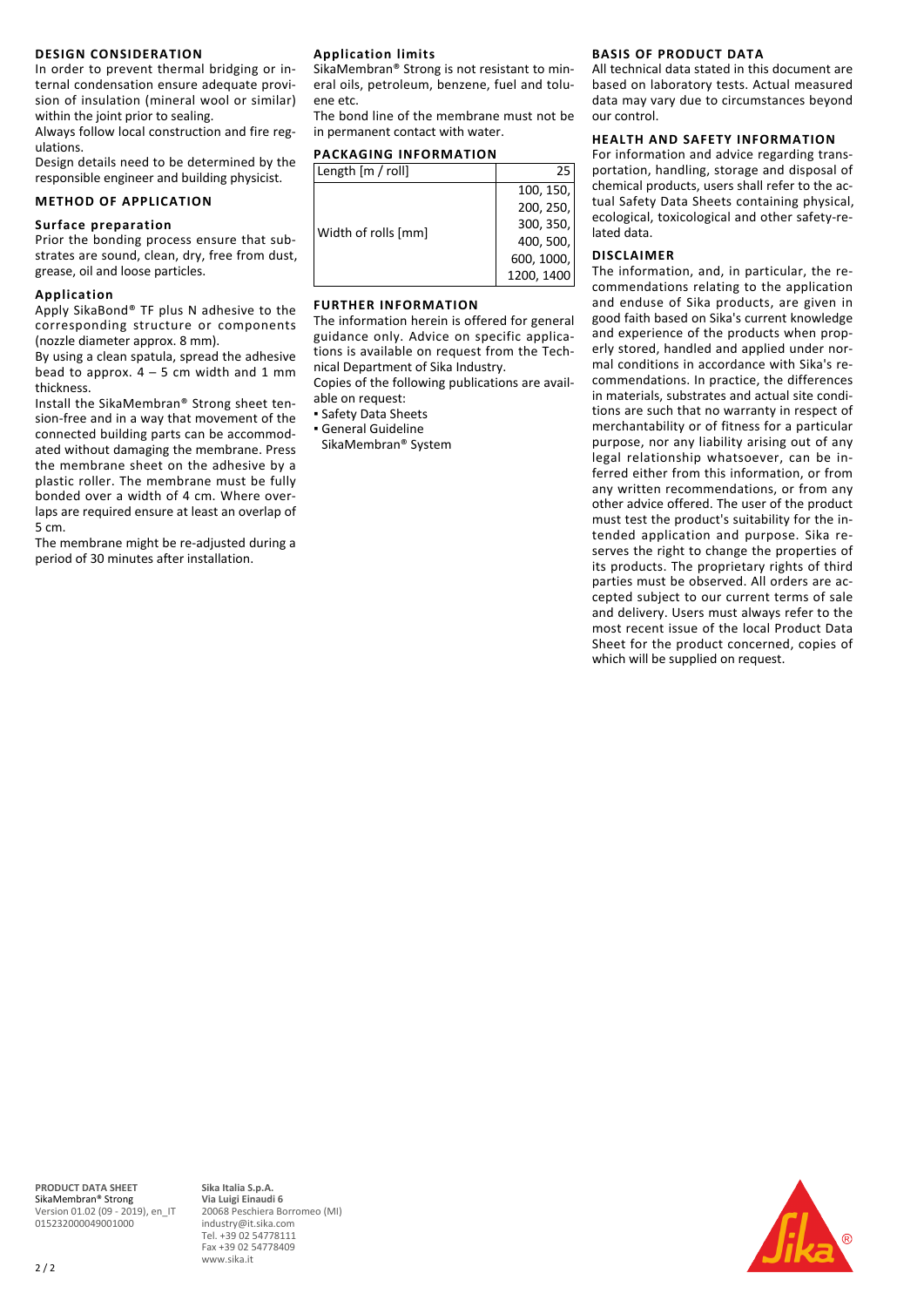## DESIGN CONSIDERATION

In order to prevent thermal bridging or internal condensation ensure adequate provision of insulation (mineral wool or similar) within the joint prior to sealing.

Always follow local construction and fire regulations.

Design details need to be determined by the responsible engineer and building physicist.

## METHOD OF APPLICATION

### Surface preparation

Prior the bonding process ensure that substrates are sound, clean, dry, free from dust, grease, oil and loose particles.

### Application

Apply SikaBond® TF plus N adhesive to the corresponding structure or components (nozzle diameter approx. 8 mm).

By using a clean spatula, spread the adhesive bead to approx. 4 – 5 cm width and 1 mm thickness.

Install the SikaMembran® Strong sheet tension-free and in a way that movement of the connected building parts can be accommodated without damaging the membrane. Press the membrane sheet on the adhesive by a plastic roller. The membrane must be fully bonded over a width of 4 cm. Where overlaps are required ensure at least an overlap of 5 cm.

The membrane might be re-adjusted during a period of 30 minutes after installation.

### Application limits

SikaMembran® Strong is not resistant to mineral oils, petroleum, benzene, fuel and toluene etc.

The bond line of the membrane must not be in permanent contact with water.

## PACKAGING INFORMATION

| | |
|---|---|
| Length [m / roll] | 25 |
| Width of rolls [mm] | 100, 150, 200, 250, 300, 350, 400, 500, 600, 1000, 1200, 1400 |

## FURTHER INFORMATION

The information herein is offered for general guidance only. Advice on specific applications is available on request from the Technical Department of Sika Industry.

Copies of the following publications are available on request:

- Safety Data Sheets
- General Guideline SikaMembran® System

## BASIS OF PRODUCT DATA

All technical data stated in this document are based on laboratory tests. Actual measured data may vary due to circumstances beyond our control.

## HEALTH AND SAFETY INFORMATION

For information and advice regarding transportation, handling, storage and disposal of chemical products, users shall refer to the actual Safety Data Sheets containing physical, ecological, toxicological and other safety-related data.

## DISCLAIMER

The information, and, in particular, the recommendations relating to the application and enduse of Sika products, are given in good faith based on Sika's current knowledge and experience of the products when properly stored, handled and applied under normal conditions in accordance with Sika's recommendations. In practice, the differences in materials, substrates and actual site conditions are such that no warranty in respect of merchantability or of fitness for a particular purpose, nor any liability arising out of any legal relationship whatsoever, can be inferred either from this information, or from any written recommendations, or from any other advice offered. The user of the product must test the product's suitability for the intended application and purpose. Sika reserves the right to change the properties of its products. The proprietary rights of third parties must be observed. All orders are accepted subject to our current terms of sale and delivery. Users must always refer to the most recent issue of the local Product Data Sheet for the product concerned, copies of which will be supplied on request.

**PRODUCT DATA SHEET**
SikaMembran® Strong
Version 01.02 (09 - 2019), en_IT
015232000049001000

**Sika Italia S.p.A.**
**Via Luigi Einaudi 6**
20068 Peschiera Borromeo (MI)
industry@it.sika.com
Tel. +39 02 54778111
Fax +39 02 54778409
www.sika.it